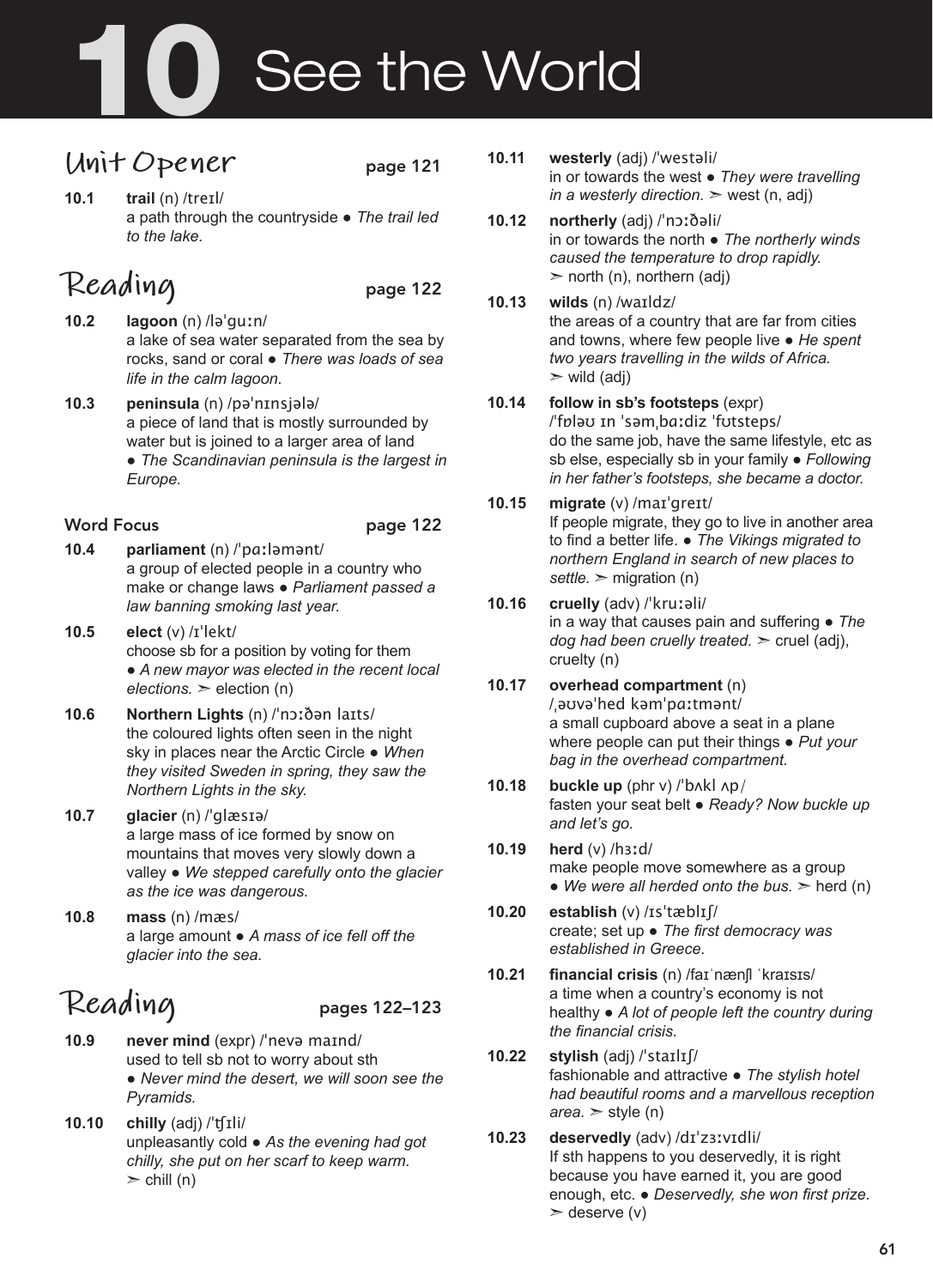# 10 See the World

## Unit Opener page 121

**10.1** **trail** (n) /treɪl/
a path through the countryside ● *The trail led to the lake.*

## Reading page 122

**10.2** **lagoon** (n) /ləˈɡuːn/
a lake of sea water separated from the sea by rocks, sand or coral ● *There was loads of sea life in the calm lagoon.*

**10.3** **peninsula** (n) /pəˈnɪnsjələ/
a piece of land that is mostly surrounded by water but is joined to a larger area of land ● *The Scandinavian peninsula is the largest in Europe.*

### Word Focus page 122

**10.4** **parliament** (n) /ˈpɑːləmənt/
a group of elected people in a country who make or change laws ● *Parliament passed a law banning smoking last year.*

**10.5** **elect** (v) /ɪˈlekt/
choose sb for a position by voting for them ● *A new mayor was elected in the recent local elections.* ➣ election (n)

**10.6** **Northern Lights** (n) /ˈnɔːðən laɪts/
the coloured lights often seen in the night sky in places near the Arctic Circle ● *When they visited Sweden in spring, they saw the Northern Lights in the sky.*

**10.7** **glacier** (n) /ˈɡlæsɪə/
a large mass of ice formed by snow on mountains that moves very slowly down a valley ● *We stepped carefully onto the glacier as the ice was dangerous.*

**10.8** **mass** (n) /mæs/
a large amount ● *A mass of ice fell off the glacier into the sea.*

## Reading pages 122–123

**10.9** **never mind** (expr) /ˈnevə maɪnd/
used to tell sb not to worry about sth ● *Never mind the desert, we will soon see the Pyramids.*

**10.10** **chilly** (adj) /ˈʧɪli/
unpleasantly cold ● *As the evening had got chilly, she put on her scarf to keep warm.* ➣ chill (n)

**10.11** **westerly** (adj) /ˈwestəli/
in or towards the west ● *They were travelling in a westerly direction.* ➣ west (n, adj)

**10.12** **northerly** (adj) /ˈnɔːðəli/
in or towards the north ● *The northerly winds caused the temperature to drop rapidly.* ➣ north (n), northern (adj)

**10.13** **wilds** (n) /waɪldz/
the areas of a country that are far from cities and towns, where few people live ● *He spent two years travelling in the wilds of Africa.* ➣ wild (adj)

**10.14** **follow in sb's footsteps** (expr) /ˈfɒləʊ ɪn ˈsəmˌbɑːdiz ˈfʊtsteps/
do the same job, have the same lifestyle, etc as sb else, especially sb in your family ● *Following in her father's footsteps, she became a doctor.*

**10.15** **migrate** (v) /maɪˈɡreɪt/
If people migrate, they go to live in another area to find a better life. ● *The Vikings migrated to northern England in search of new places to settle.* ➣ migration (n)

**10.16** **cruelly** (adv) /ˈkruːəli/
in a way that causes pain and suffering ● *The dog had been cruelly treated.* ➣ cruel (adj), cruelty (n)

**10.17** **overhead compartment** (n) /ˌəʊvəˈhed kəmˈpɑːtmənt/
a small cupboard above a seat in a plane where people can put their things ● *Put your bag in the overhead compartment.*

**10.18** **buckle up** (phr v) /ˈbʌkl ʌp/
fasten your seat belt ● *Ready? Now buckle up and let's go.*

**10.19** **herd** (v) /hɜːd/
make people move somewhere as a group ● *We were all herded onto the bus.* ➣ herd (n)

**10.20** **establish** (v) /ɪsˈtæblɪʃ/
create; set up ● *The first democracy was established in Greece.*

**10.21** **financial crisis** (n) /faɪˈnænʃl ˈkraɪsɪs/
a time when a country's economy is not healthy ● *A lot of people left the country during the financial crisis.*

**10.22** **stylish** (adj) /ˈstaɪlɪʃ/
fashionable and attractive ● *The stylish hotel had beautiful rooms and a marvellous reception area.* ➣ style (n)

**10.23** **deservedly** (adv) /dɪˈzɜːvɪdli/
If sth happens to you deservedly, it is right because you have earned it, you are good enough, etc. ● *Deservedly, she won first prize.* ➣ deserve (v)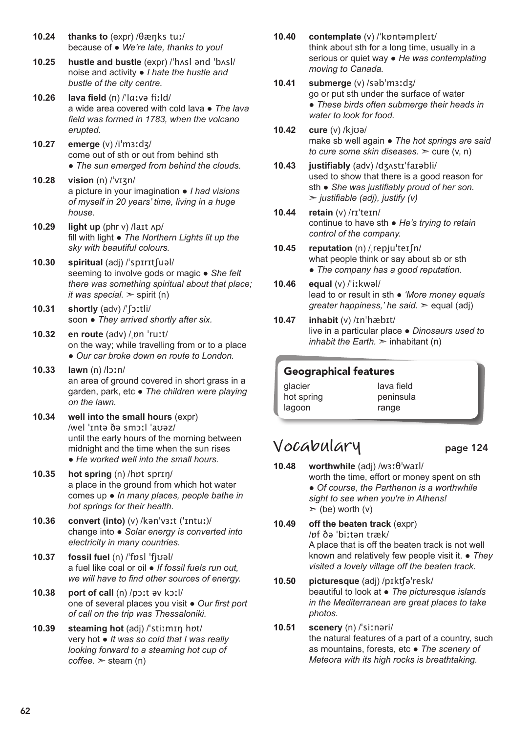**10.24** **thanks to** (expr) /θæŋks tuː/
because of ● *We're late, thanks to you!*

**10.25** **hustle and bustle** (expr) /ˈhʌsl ənd ˈbʌsl/
noise and activity ● *I hate the hustle and bustle of the city centre.*

**10.26** **lava field** (n) /ˈlɑːvə fiːld/
a wide area covered with cold lava ● *The lava field was formed in 1783, when the volcano erupted.*

**10.27** **emerge** (v) /iˈmɜːdʒ/
come out of sth or out from behind sth
● *The sun emerged from behind the clouds.*

**10.28** **vision** (n) /ˈvɪʒn/
a picture in your imagination ● *I had visions of myself in 20 years' time, living in a huge house.*

**10.29** **light up** (phr v) /laɪt ʌp/
fill with light ● *The Northern Lights lit up the sky with beautiful colours.*

**10.30** **spiritual** (adj) /ˈspɪrɪtʃuəl/
seeming to involve gods or magic ● *She felt there was something spiritual about that place; it was special.* ➣ spirit (n)

**10.31** **shortly** (adv) /ˈʃɔːtli/
soon ● *They arrived shortly after six.*

**10.32** **en route** (adv) /ˌɒn ˈruːt/
on the way; while travelling from or to a place
● *Our car broke down en route to London.*

**10.33** **lawn** (n) /lɔːn/
an area of ground covered in short grass in a garden, park, etc ● *The children were playing on the lawn.*

**10.34** **well into the small hours** (expr)
/wel ˈɪntə ðə smɔːl ˈaʊəz/
until the early hours of the morning between midnight and the time when the sun rises
● *He worked well into the small hours.*

**10.35** **hot spring** (n) /hɒt sprɪŋ/
a place in the ground from which hot water comes up ● *In many places, people bathe in hot springs for their health.*

**10.36** **convert (into)** (v) /kənˈvɜːt (ˈɪntuː)/
change into ● *Solar energy is converted into electricity in many countries.*

**10.37** **fossil fuel** (n) /ˈfɒsl ˈfjʊəl/
a fuel like coal or oil ● *If fossil fuels run out, we will have to find other sources of energy.*

**10.38** **port of call** (n) /pɔːt əv kɔːl/
one of several places you visit ● *Our first port of call on the trip was Thessaloniki.*

**10.39** **steaming hot** (adj) /ˈstiːmɪŋ hɒt/
very hot ● *It was so cold that I was really looking forward to a steaming hot cup of coffee.* ➣ steam (n)

**10.40** **contemplate** (v) /ˈkɒntəmpleɪt/
think about sth for a long time, usually in a serious or quiet way ● *He was contemplating moving to Canada.*

**10.41** **submerge** (v) /səbˈmɜːdʒ/
go or put sth under the surface of water
● *These birds often submerge their heads in water to look for food.*

**10.42** **cure** (v) /kjʊə/
make sb well again ● *The hot springs are said to cure some skin diseases.* ➣ cure (v, n)

**10.43** **justifiably** (adv) /dʒʌstɪˈfaɪəbli/
used to show that there is a good reason for sth ● *She was justifiably proud of her son.*
➣ *justifiable (adj), justify (v)*

**10.44** **retain** (v) /rɪˈteɪn/
continue to have sth ● *He's trying to retain control of the company.*

**10.45** **reputation** (n) /ˌrepjuˈteɪʃn/
what people think or say about sb or sth
● *The company has a good reputation.*

**10.46** **equal** (v) /ˈiːkwəl/
lead to or result in sth ● *'More money equals greater happiness,' he said.* ➣ equal (adj)

**10.47** **inhabit** (v) /ɪnˈhæbɪt/
live in a particular place ● *Dinosaurs used to inhabit the Earth.* ➣ inhabitant (n)

### Geographical features

| | |
|---|---|
| glacier | lava field |
| hot spring | peninsula |
| lagoon | range |

## Vocabulary page 124

**10.48** **worthwhile** (adj) /wɜːθˈwaɪl/
worth the time, effort or money spent on sth
● *Of course, the Parthenon is a worthwhile sight to see when you're in Athens!*
➣ (be) worth (v)

**10.49** **off the beaten track** (expr)
/ɒf ðə ˈbiːtən træk/
A place that is off the beaten track is not well known and relatively few people visit it. ● *They visited a lovely village off the beaten track.*

**10.50** **picturesque** (adj) /pɪktʃəˈresk/
beautiful to look at ● *The picturesque islands in the Mediterranean are great places to take photos.*

**10.51** **scenery** (n) /ˈsiːnəri/
the natural features of a part of a country, such as mountains, forests, etc ● *The scenery of Meteora with its high rocks is breathtaking.*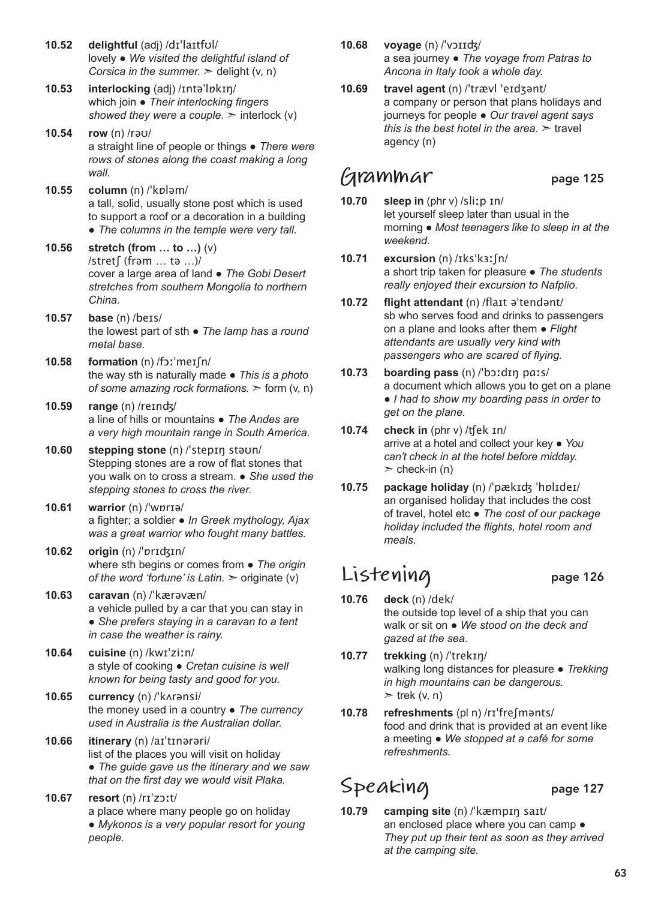**10.52** **delightful** (adj) /dɪˈlaɪtfʊl/
lovely ● *We visited the delightful island of Corsica in the summer.* ➢ delight (v, n)

**10.53** **interlocking** (adj) /ɪntəˈlɒkɪŋ/
which join ● *Their interlocking fingers showed they were a couple.* ➢ interlock (v)

**10.54** **row** (n) /rəʊ/
a straight line of people or things ● *There were rows of stones along the coast making a long wall.*

**10.55** **column** (n) /ˈkɒləm/
a tall, solid, usually stone post which is used to support a roof or a decoration in a building ● *The columns in the temple were very tall.*

**10.56** **stretch (from … to …)** (v) /stretʃ (frəm … tə …)/
cover a large area of land ● *The Gobi Desert stretches from southern Mongolia to northern China.*

**10.57** **base** (n) /beɪs/
the lowest part of sth ● *The lamp has a round metal base.*

**10.58** **formation** (n) /fɔːˈmeɪʃn/
the way sth is naturally made ● *This is a photo of some amazing rock formations.* ➢ form (v, n)

**10.59** **range** (n) /reɪndʒ/
a line of hills or mountains ● *The Andes are a very high mountain range in South America.*

**10.60** **stepping stone** (n) /ˈstepɪŋ stəʊn/
Stepping stones are a row of flat stones that you walk on to cross a stream. ● *She used the stepping stones to cross the river.*

**10.61** **warrior** (n) /ˈwɒrɪə/
a fighter; a soldier ● *In Greek mythology, Ajax was a great warrior who fought many battles.*

**10.62** **origin** (n) /ˈɒrɪdʒɪn/
where sth begins or comes from ● *The origin of the word 'fortune' is Latin.* ➢ originate (v)

**10.63** **caravan** (n) /ˈkærəvæn/
a vehicle pulled by a car that you can stay in ● *She prefers staying in a caravan to a tent in case the weather is rainy.*

**10.64** **cuisine** (n) /kwɪˈziːn/
a style of cooking ● *Cretan cuisine is well known for being tasty and good for you.*

**10.65** **currency** (n) /ˈkʌrənsi/
the money used in a country ● *The currency used in Australia is the Australian dollar.*

**10.66** **itinerary** (n) /aɪˈtɪnərəri/
list of the places you will visit on holiday ● *The guide gave us the itinerary and we saw that on the first day we would visit Plaka.*

**10.67** **resort** (n) /rɪˈzɔːt/
a place where many people go on holiday ● *Mykonos is a very popular resort for young people.*

**10.68** **voyage** (n) /ˈvɔɪɪdʒ/
a sea journey ● *The voyage from Patras to Ancona in Italy took a whole day.*

**10.69** **travel agent** (n) /ˈtrævl ˈeɪdʒənt/
a company or person that plans holidays and journeys for people ● *Our travel agent says this is the best hotel in the area.* ➢ travel agency (n)

## Grammar page 125

**10.70** **sleep in** (phr v) /sliːp ɪn/
let yourself sleep later than usual in the morning ● *Most teenagers like to sleep in at the weekend.*

**10.71** **excursion** (n) /ɪksˈkɜːʃn/
a short trip taken for pleasure ● *The students really enjoyed their excursion to Nafplio.*

**10.72** **flight attendant** (n) /flaɪt əˈtendənt/
sb who serves food and drinks to passengers on a plane and looks after them ● *Flight attendants are usually very kind with passengers who are scared of flying.*

**10.73** **boarding pass** (n) /ˈbɔːdɪŋ pɑːs/
a document which allows you to get on a plane ● *I had to show my boarding pass in order to get on the plane.*

**10.74** **check in** (phr v) /tʃek ɪn/
arrive at a hotel and collect your key ● *You can't check in at the hotel before midday.* ➢ check-in (n)

**10.75** **package holiday** (n) /ˈpækɪdʒ ˈhɒlɪdeɪ/
an organised holiday that includes the cost of travel, hotel etc ● *The cost of our package holiday included the flights, hotel room and meals.*

## Listening page 126

**10.76** **deck** (n) /dek/
the outside top level of a ship that you can walk or sit on ● *We stood on the deck and gazed at the sea.*

**10.77** **trekking** (n) /ˈtrekɪŋ/
walking long distances for pleasure ● *Trekking in high mountains can be dangerous.* ➢ trek (v, n)

**10.78** **refreshments** (pl n) /rɪˈfreʃmənts/
food and drink that is provided at an event like a meeting ● *We stopped at a café for some refreshments.*

## Speaking page 127

**10.79** **camping site** (n) /ˈkæmpɪŋ saɪt/
an enclosed place where you can camp ● *They put up their tent as soon as they arrived at the camping site.*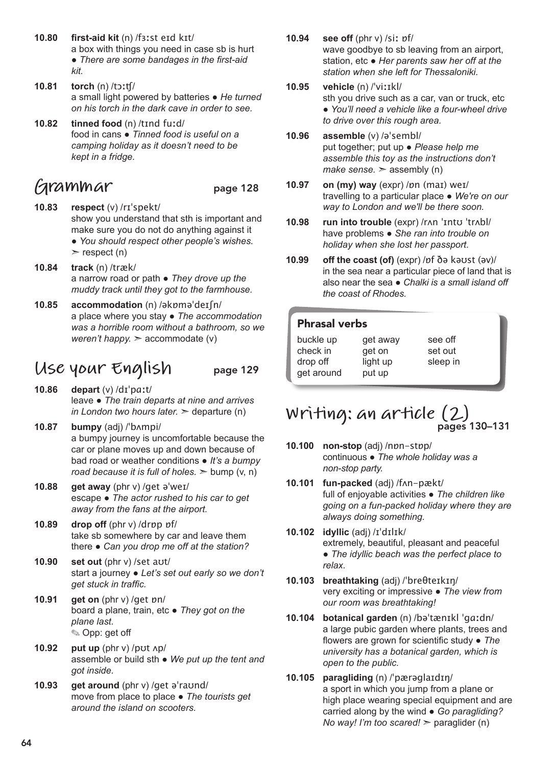**10.80** **first-aid kit** (n) /fɜːst eɪd kɪt/
a box with things you need in case sb is hurt ● *There are some bandages in the first-aid kit.*

**10.81** **torch** (n) /tɔːtʃ/
a small light powered by batteries ● *He turned on his torch in the dark cave in order to see.*

**10.82** **tinned food** (n) /tɪnd fuːd/
food in cans ● *Tinned food is useful on a camping holiday as it doesn't need to be kept in a fridge.*

## Grammar page 128

**10.83** **respect** (v) /rɪˈspekt/
show you understand that sth is important and make sure you do not do anything against it ● *You should respect other people's wishes.* ➣ respect (n)

**10.84** **track** (n) /træk/
a narrow road or path ● *They drove up the muddy track until they got to the farmhouse.*

**10.85** **accommodation** (n) /əkɒməˈdeɪʃn/
a place where you stay ● *The accommodation was a horrible room without a bathroom, so we weren't happy.* ➣ accommodate (v)

## Use your English page 129

**10.86** **depart** (v) /dɪˈpɑːt/
leave ● *The train departs at nine and arrives in London two hours later.* ➣ departure (n)

**10.87** **bumpy** (adj) /ˈbʌmpi/
a bumpy journey is uncomfortable because the car or plane moves up and down because of bad road or weather conditions ● *It's a bumpy road because it is full of holes.* ➣ bump (v, n)

**10.88** **get away** (phr v) /get əˈweɪ/
escape ● *The actor rushed to his car to get away from the fans at the airport.*

**10.89** **drop off** (phr v) /drɒp ɒf/
take sb somewhere by car and leave them there ● *Can you drop me off at the station?*

**10.90** **set out** (phr v) /set aʊt/
start a journey ● *Let's set out early so we don't get stuck in traffic.*

**10.91** **get on** (phr v) /get ɒn/
board a plane, train, etc ● *They got on the plane last.*
✎ Opp: get off

**10.92** **put up** (phr v) /pʊt ʌp/
assemble or build sth ● *We put up the tent and got inside.*

**10.93** **get around** (phr v) /get əˈraʊnd/
move from place to place ● *The tourists get around the island on scooters.*

**10.94** **see off** (phr v) /siː ɒf/
wave goodbye to sb leaving from an airport, station, etc ● *Her parents saw her off at the station when she left for Thessaloniki.*

**10.95** **vehicle** (n) /ˈviːɪkl/
sth you drive such as a car, van or truck, etc ● *You'll need a vehicle like a four-wheel drive to drive over this rough area.*

**10.96** **assemble** (v) /əˈsembl/
put together; put up ● *Please help me assemble this toy as the instructions don't make sense.* ➣ assembly (n)

**10.97** **on (my) way** (expr) /ɒn (maɪ) weɪ/
travelling to a particular place ● *We're on our way to London and we'll be there soon.*

**10.98** **run into trouble** (expr) /rʌn ˈɪntʊ ˈtrʌbl/
have problems ● *She ran into trouble on holiday when she lost her passport.*

**10.99** **off the coast (of)** (expr) /ɒf ðə kəʊst (əv)/
in the sea near a particular piece of land that is also near the sea ● *Chalki is a small island off the coast of Rhodes.*

### Phrasal verbs

| | | |
|---|---|---|
| buckle up | get away | see off |
| check in | get on | set out |
| drop off | light up | sleep in |
| get around | put up | |

## Writing: an article (2) pages 130–131

**10.100** **non-stop** (adj) /nɒn-stɒp/
continuous ● *The whole holiday was a non-stop party.*

**10.101** **fun-packed** (adj) /fʌn-pækt/
full of enjoyable activities ● *The children like going on a fun-packed holiday where they are always doing something.*

**10.102** **idyllic** (adj) /ɪˈdɪlɪk/
extremely, beautiful, pleasant and peaceful ● *The idyllic beach was the perfect place to relax.*

**10.103** **breathtaking** (adj) /ˈbreθteɪkɪŋ/
very exciting or impressive ● *The view from our room was breathtaking!*

**10.104** **botanical garden** (n) /bəˈtænɪkl ˈgɑːdn/
a large pubic garden where plants, trees and flowers are grown for scientific study ● *The university has a botanical garden, which is open to the public.*

**10.105** **paragliding** (n) /ˈpærəglaɪdɪŋ/
a sport in which you jump from a plane or high place wearing special equipment and are carried along by the wind ● *Go paragliding? No way! I'm too scared!* ➣ paraglider (n)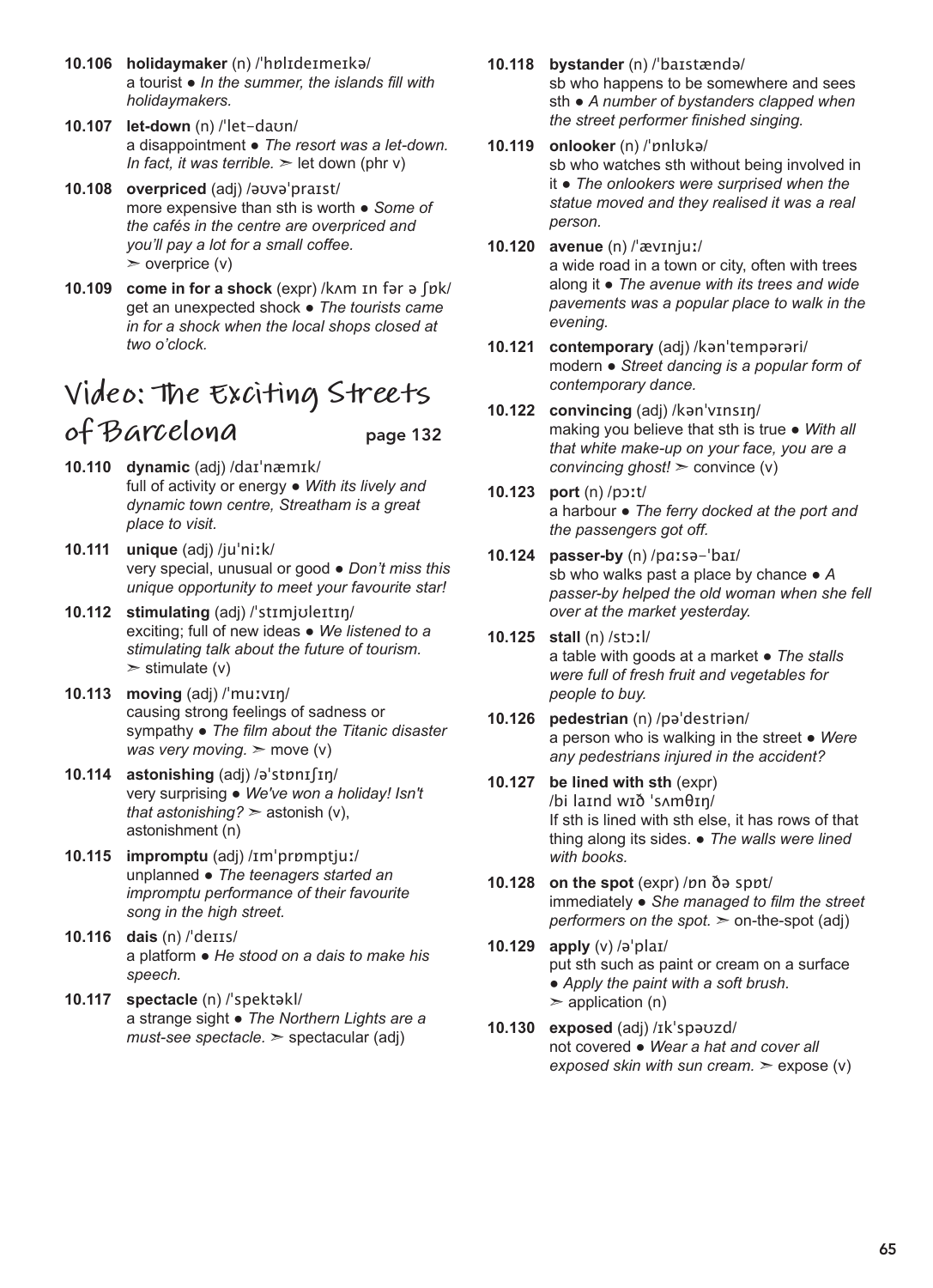**10.106** **holidaymaker** (n) /ˈhɒlɪdeɪmeɪkə/
a tourist ● *In the summer, the islands fill with holidaymakers.*

**10.107** **let-down** (n) /ˈlet-daʊn/
a disappointment ● *The resort was a let-down. In fact, it was terrible.* ➢ let down (phr v)

**10.108** **overpriced** (adj) /əʊvəˈpraɪst/
more expensive than sth is worth ● *Some of the cafés in the centre are overpriced and you'll pay a lot for a small coffee.*
➢ overprice (v)

**10.109** **come in for a shock** (expr) /kʌm ɪn fər ə ʃɒk/
get an unexpected shock ● *The tourists came in for a shock when the local shops closed at two o'clock.*

## Video: The Exciting Streets of Barcelona page 132

**10.110** **dynamic** (adj) /daɪˈnæmɪk/
full of activity or energy ● *With its lively and dynamic town centre, Streatham is a great place to visit.*

**10.111** **unique** (adj) /juˈniːk/
very special, unusual or good ● *Don't miss this unique opportunity to meet your favourite star!*

**10.112** **stimulating** (adj) /ˈstɪmjʊleɪtɪŋ/
exciting; full of new ideas ● *We listened to a stimulating talk about the future of tourism.*
➢ stimulate (v)

**10.113** **moving** (adj) /ˈmuːvɪŋ/
causing strong feelings of sadness or sympathy ● *The film about the Titanic disaster was very moving.* ➢ move (v)

**10.114** **astonishing** (adj) /əˈstɒnɪʃɪŋ/
very surprising ● *We've won a holiday! Isn't that astonishing?* ➢ astonish (v), astonishment (n)

**10.115** **impromptu** (adj) /ɪmˈprɒmptjuː/
unplanned ● *The teenagers started an impromptu performance of their favourite song in the high street.*

**10.116** **dais** (n) /ˈdeɪɪs/
a platform ● *He stood on a dais to make his speech.*

**10.117** **spectacle** (n) /ˈspektəkl/
a strange sight ● *The Northern Lights are a must-see spectacle.* ➢ spectacular (adj)

**10.118** **bystander** (n) /ˈbaɪstændə/
sb who happens to be somewhere and sees sth ● *A number of bystanders clapped when the street performer finished singing.*

**10.119** **onlooker** (n) /ˈɒnlʊkə/
sb who watches sth without being involved in it ● *The onlookers were surprised when the statue moved and they realised it was a real person.*

**10.120** **avenue** (n) /ˈævɪnjuː/
a wide road in a town or city, often with trees along it ● *The avenue with its trees and wide pavements was a popular place to walk in the evening.*

**10.121** **contemporary** (adj) /kənˈtempərəri/
modern ● *Street dancing is a popular form of contemporary dance.*

**10.122** **convincing** (adj) /kənˈvɪnsɪŋ/
making you believe that sth is true ● *With all that white make-up on your face, you are a convincing ghost!* ➢ convince (v)

**10.123** **port** (n) /pɔːt/
a harbour ● *The ferry docked at the port and the passengers got off.*

**10.124** **passer-by** (n) /pɑːsə-ˈbaɪ/
sb who walks past a place by chance ● *A passer-by helped the old woman when she fell over at the market yesterday.*

**10.125** **stall** (n) /stɔːl/
a table with goods at a market ● *The stalls were full of fresh fruit and vegetables for people to buy.*

**10.126** **pedestrian** (n) /pəˈdestriən/
a person who is walking in the street ● *Were any pedestrians injured in the accident?*

**10.127** **be lined with sth** (expr)
/bi laɪnd wɪð ˈsʌmθɪŋ/
If sth is lined with sth else, it has rows of that thing along its sides. ● *The walls were lined with books.*

**10.128** **on the spot** (expr) /ɒn ðə spɒt/
immediately ● *She managed to film the street performers on the spot.* ➢ on-the-spot (adj)

**10.129** **apply** (v) /əˈplaɪ/
put sth such as paint or cream on a surface
● *Apply the paint with a soft brush.*
➢ application (n)

**10.130** **exposed** (adj) /ɪkˈspəʊzd/
not covered ● *Wear a hat and cover all exposed skin with sun cream.* ➢ expose (v)